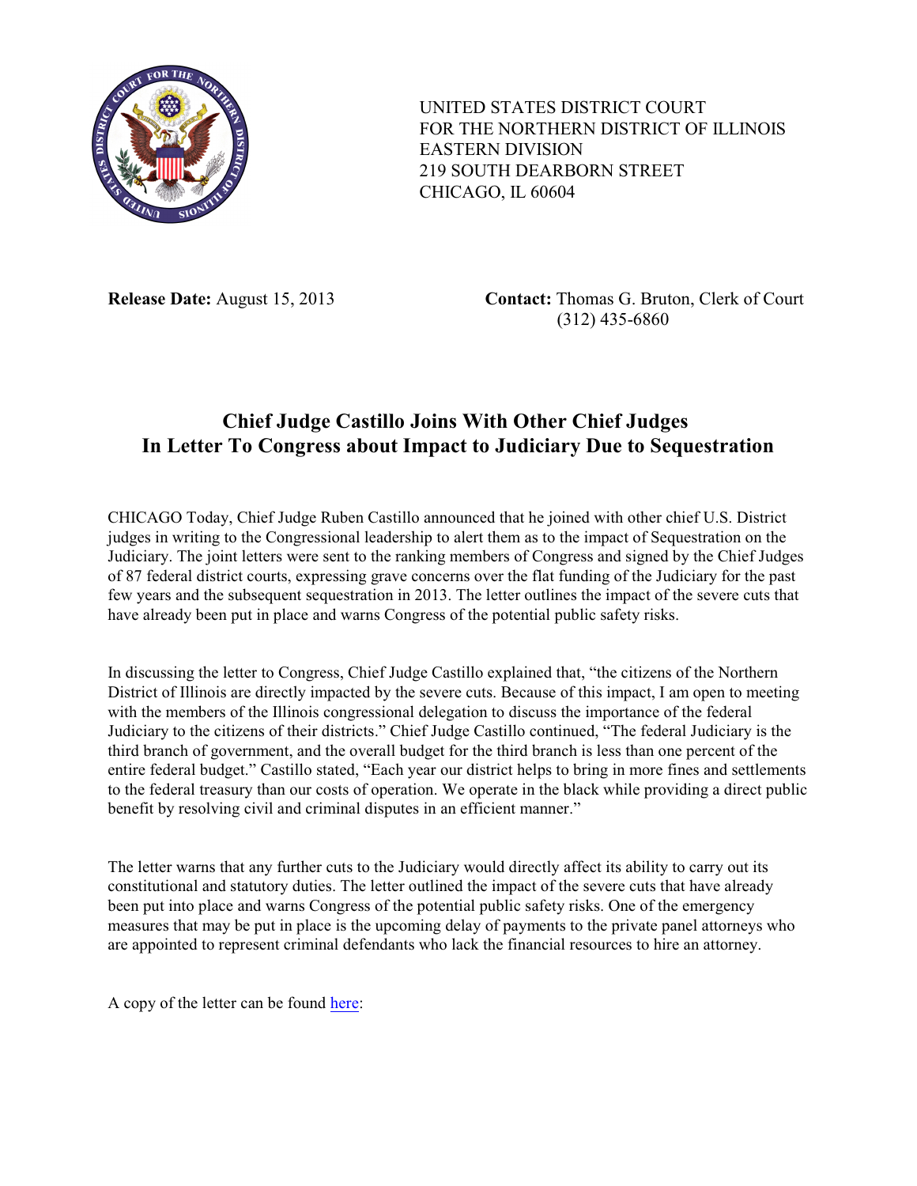UNITED STATES DISTRICT COURT
FOR THE NORTHERN DISTRICT OF ILLINOIS
EASTERN DIVISION
219 SOUTH DEARBORN STREET
CHICAGO, IL 60604

**Release Date:** August 15, 2013

**Contact:** Thomas G. Bruton, Clerk of Court
(312) 435-6860

## Chief Judge Castillo Joins With Other Chief Judges In Letter To Congress about Impact to Judiciary Due to Sequestration

CHICAGO Today, Chief Judge Ruben Castillo announced that he joined with other chief U.S. District judges in writing to the Congressional leadership to alert them as to the impact of Sequestration on the Judiciary. The joint letters were sent to the ranking members of Congress and signed by the Chief Judges of 87 federal district courts, expressing grave concerns over the flat funding of the Judiciary for the past few years and the subsequent sequestration in 2013. The letter outlines the impact of the severe cuts that have already been put in place and warns Congress of the potential public safety risks.

In discussing the letter to Congress, Chief Judge Castillo explained that, "the citizens of the Northern District of Illinois are directly impacted by the severe cuts. Because of this impact, I am open to meeting with the members of the Illinois congressional delegation to discuss the importance of the federal Judiciary to the citizens of their districts." Chief Judge Castillo continued, "The federal Judiciary is the third branch of government, and the overall budget for the third branch is less than one percent of the entire federal budget." Castillo stated, "Each year our district helps to bring in more fines and settlements to the federal treasury than our costs of operation. We operate in the black while providing a direct public benefit by resolving civil and criminal disputes in an efficient manner."

The letter warns that any further cuts to the Judiciary would directly affect its ability to carry out its constitutional and statutory duties. The letter outlined the impact of the severe cuts that have already been put into place and warns Congress of the potential public safety risks. One of the emergency measures that may be put in place is the upcoming delay of payments to the private panel attorneys who are appointed to represent criminal defendants who lack the financial resources to hire an attorney.

A copy of the letter can be found here: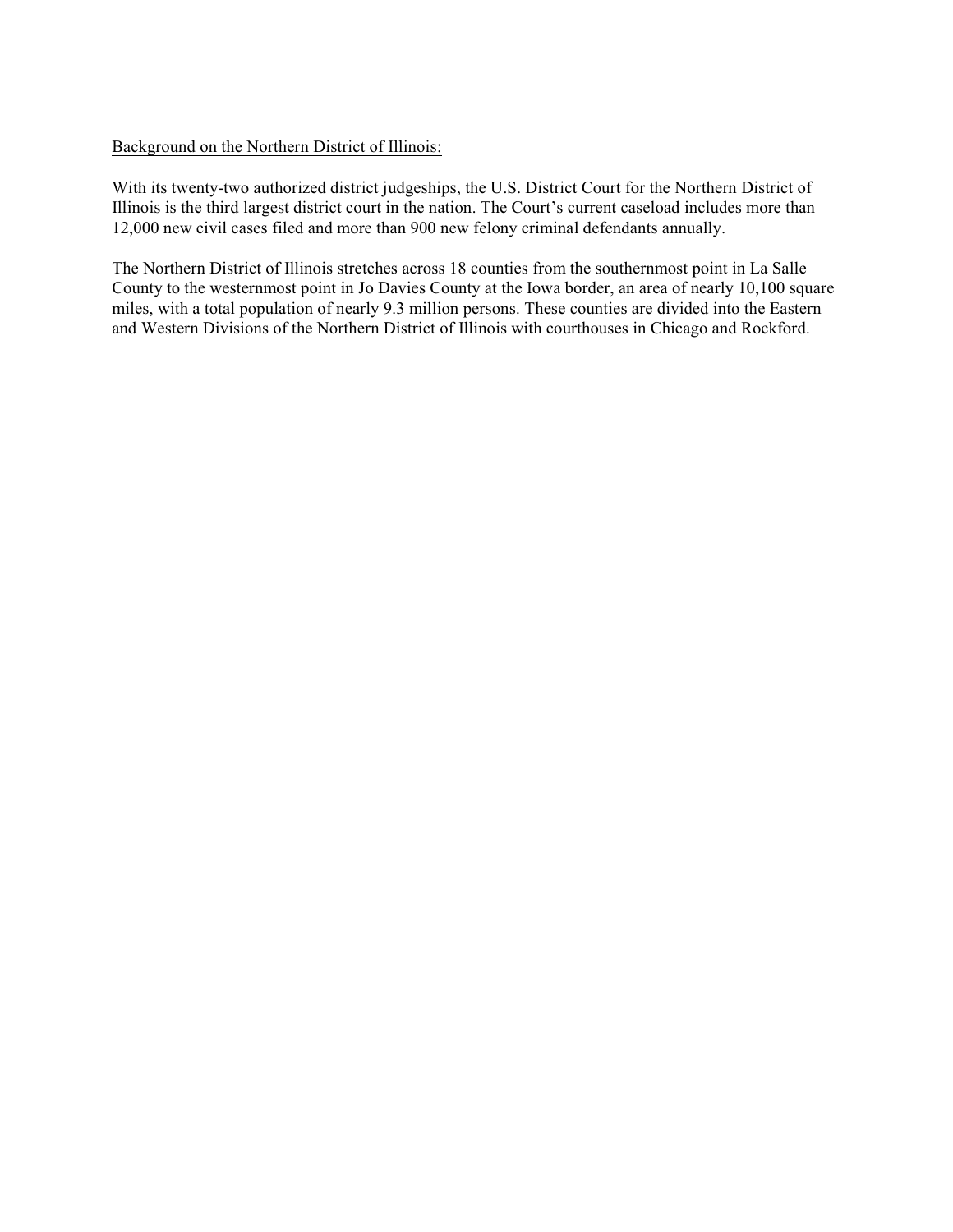<u>Background on the Northern District of Illinois:</u>

With its twenty-two authorized district judgeships, the U.S. District Court for the Northern District of Illinois is the third largest district court in the nation. The Court's current caseload includes more than 12,000 new civil cases filed and more than 900 new felony criminal defendants annually.

The Northern District of Illinois stretches across 18 counties from the southernmost point in La Salle County to the westernmost point in Jo Davies County at the Iowa border, an area of nearly 10,100 square miles, with a total population of nearly 9.3 million persons. These counties are divided into the Eastern and Western Divisions of the Northern District of Illinois with courthouses in Chicago and Rockford.